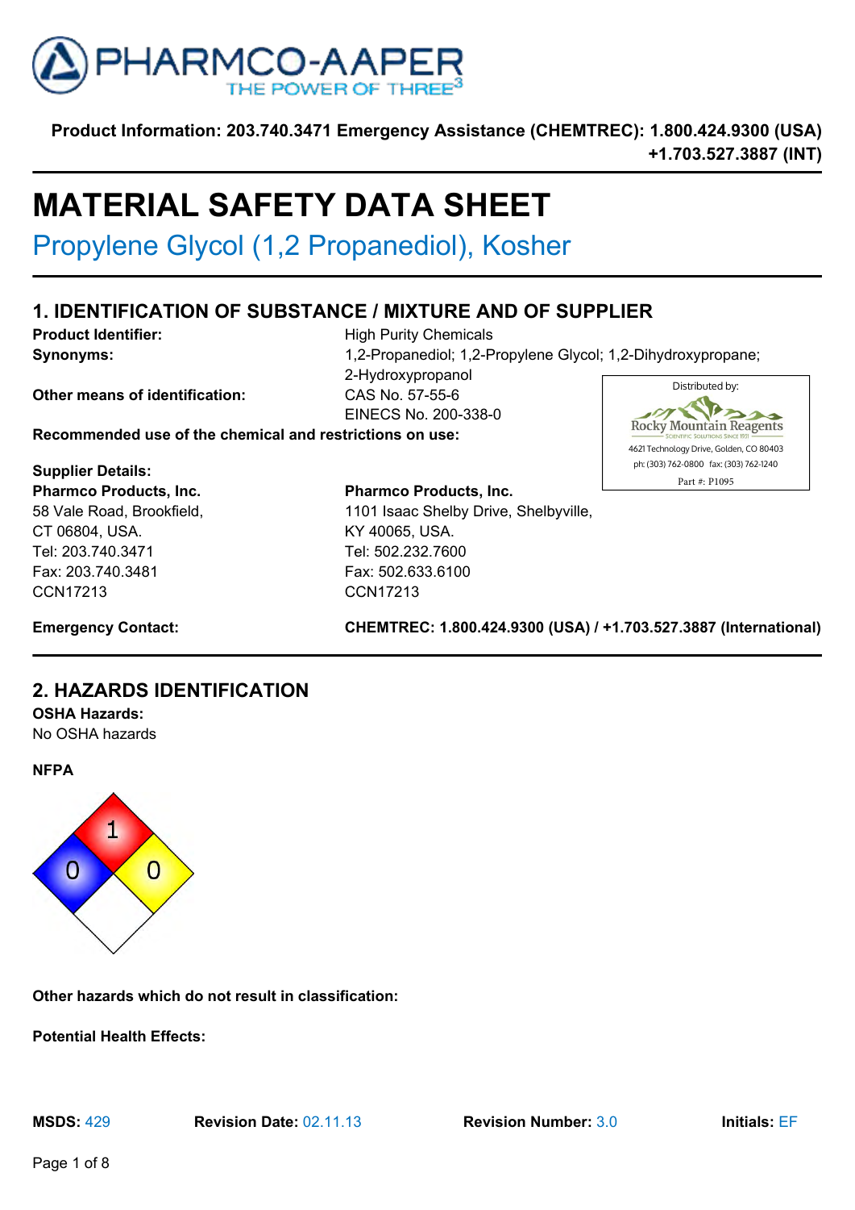PHARMCO-AAPER
THE POWER OF THREE[3]

**Product Information: 203.740.3471 Emergency Assistance (CHEMTREC): 1.800.424.9300 (USA) +1.703.527.3887 (INT)**

# MATERIAL SAFETY DATA SHEET

## Propylene Glycol (1,2 Propanediol), Kosher

## 1. IDENTIFICATION OF SUBSTANCE / MIXTURE AND OF SUPPLIER

**Product Identifier:** High Purity Chemicals

**Synonyms:** 1,2-Propanediol; 1,2-Propylene Glycol; 1,2-Dihydroxypropane; 2-Hydroxypropanol

**Other means of identification:** CAS No. 57-55-6
EINECS No. 200-338-0

**Recommended use of the chemical and restrictions on use:**

Distributed by:
Rocky Mountain Reagents
Scientific Solutions Since 1951
4621 Technology Drive, Golden, CO 80403
ph: (303) 762-0800 fax: (303) 762-1240
Part #: P1095

**Supplier Details:**

**Pharmco Products, Inc.**
58 Vale Road, Brookfield,
CT 06804, USA.
Tel: 203.740.3471
Fax: 203.740.3481
CCN17213

**Pharmco Products, Inc.**
1101 Isaac Shelby Drive, Shelbyville,
KY 40065, USA.
Tel: 502.232.7600
Fax: 502.633.6100
CCN17213

**Emergency Contact:** **CHEMTREC: 1.800.424.9300 (USA) / +1.703.527.3887 (International)**

## 2. HAZARDS IDENTIFICATION

**OSHA Hazards:**
No OSHA hazards

**NFPA**

Health: 0
Flammability: 1
Reactivity: 0

**Other hazards which do not result in classification:**

**Potential Health Effects:**

**MSDS:** 429 **Revision Date:** 02.11.13 **Revision Number:** 3.0 **Initials:** EF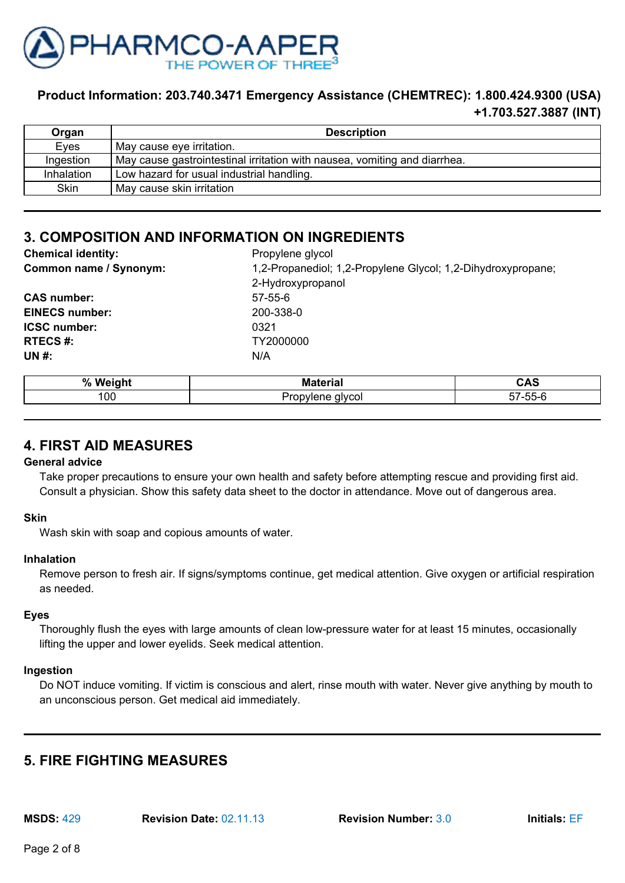**Product Information: 203.740.3471 Emergency Assistance (CHEMTREC): 1.800.424.9300 (USA) +1.703.527.3887 (INT)**

| Organ | Description |
| --- | --- |
| Eyes | May cause eye irritation. |
| Ingestion | May cause gastrointestinal irritation with nausea, vomiting and diarrhea. |
| Inhalation | Low hazard for usual industrial handling. |
| Skin | May cause skin irritation |

## 3. COMPOSITION AND INFORMATION ON INGREDIENTS

**Chemical identity:** Propylene glycol

**Common name / Synonym:** 1,2-Propanediol; 1,2-Propylene Glycol; 1,2-Dihydroxypropane; 2-Hydroxypropanol

**CAS number:** 57-55-6

**EINECS number:** 200-338-0

**ICSC number:** 0321

**RTECS #:** TY2000000

**UN #:** N/A

| % Weight | Material | CAS |
| --- | --- | --- |
| 100 | Propylene glycol | 57-55-6 |

## 4. FIRST AID MEASURES

**General advice**

Take proper precautions to ensure your own health and safety before attempting rescue and providing first aid. Consult a physician. Show this safety data sheet to the doctor in attendance. Move out of dangerous area.

**Skin**

Wash skin with soap and copious amounts of water.

**Inhalation**

Remove person to fresh air. If signs/symptoms continue, get medical attention. Give oxygen or artificial respiration as needed.

**Eyes**

Thoroughly flush the eyes with large amounts of clean low-pressure water for at least 15 minutes, occasionally lifting the upper and lower eyelids. Seek medical attention.

**Ingestion**

Do NOT induce vomiting. If victim is conscious and alert, rinse mouth with water. Never give anything by mouth to an unconscious person. Get medical aid immediately.

## 5. FIRE FIGHTING MEASURES

**MSDS:** 429 **Revision Date:** 02.11.13 **Revision Number:** 3.0 **Initials:** EF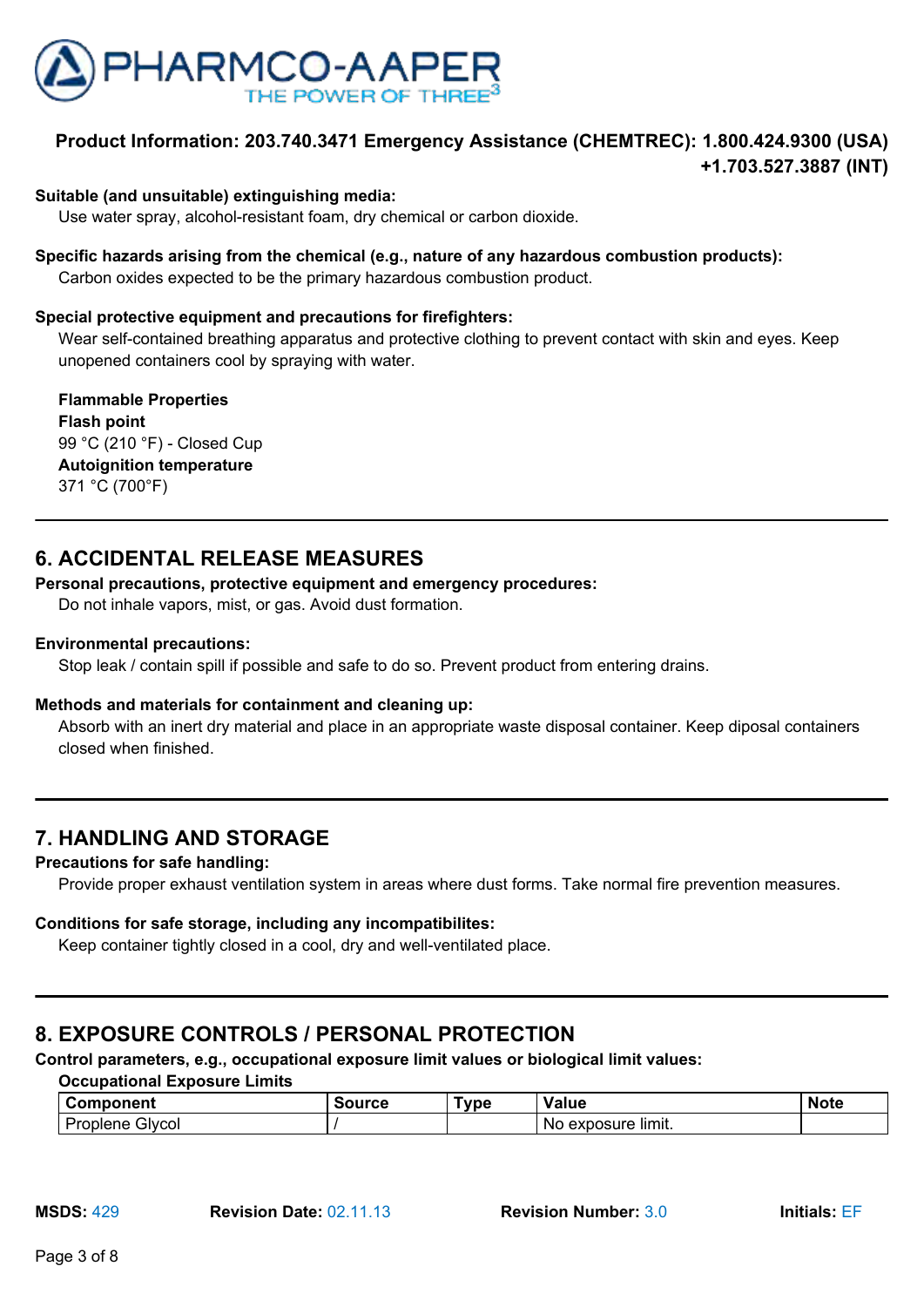**Suitable (and unsuitable) extinguishing media:**

Use water spray, alcohol-resistant foam, dry chemical or carbon dioxide.

**Specific hazards arising from the chemical (e.g., nature of any hazardous combustion products):**

Carbon oxides expected to be the primary hazardous combustion product.

**Special protective equipment and precautions for firefighters:**

Wear self-contained breathing apparatus and protective clothing to prevent contact with skin and eyes. Keep unopened containers cool by spraying with water.

**Flammable Properties**

**Flash point**

99 °C (210 °F) - Closed Cup

**Autoignition temperature**

371 °C (700°F)

## 6. ACCIDENTAL RELEASE MEASURES

**Personal precautions, protective equipment and emergency procedures:**

Do not inhale vapors, mist, or gas. Avoid dust formation.

**Environmental precautions:**

Stop leak / contain spill if possible and safe to do so. Prevent product from entering drains.

**Methods and materials for containment and cleaning up:**

Absorb with an inert dry material and place in an appropriate waste disposal container. Keep diposal containers closed when finished.

## 7. HANDLING AND STORAGE

**Precautions for safe handling:**

Provide proper exhaust ventilation system in areas where dust forms. Take normal fire prevention measures.

**Conditions for safe storage, including any incompatibilites:**

Keep container tightly closed in a cool, dry and well-ventilated place.

## 8. EXPOSURE CONTROLS / PERSONAL PROTECTION

**Control parameters, e.g., occupational exposure limit values or biological limit values:**

**Occupational Exposure Limits**

| Component | Source | Type | Value | Note |
|---|---|---|---|---|
| Proplene Glycol | / | | No exposure limit. | |

**MSDS:** 429 **Revision Date:** 02.11.13 **Revision Number:** 3.0 **Initials:** EF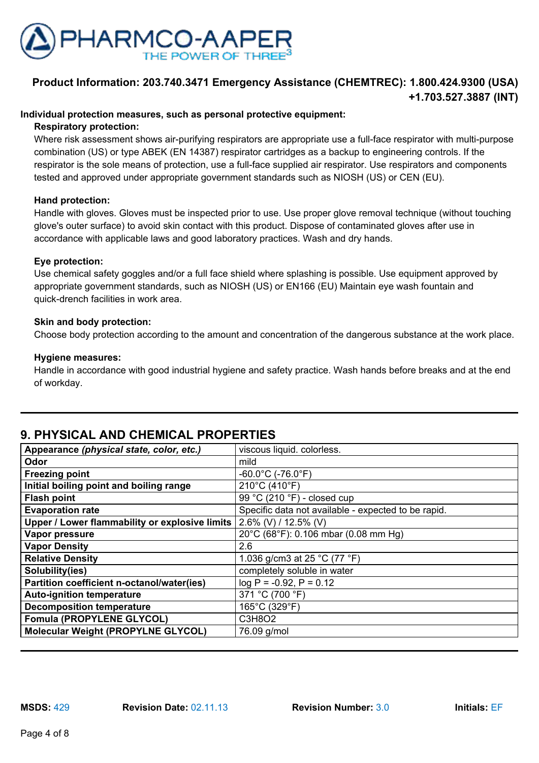**Product Information: 203.740.3471 Emergency Assistance (CHEMTREC): 1.800.424.9300 (USA) +1.703.527.3887 (INT)**

**Individual protection measures, such as personal protective equipment:**

**Respiratory protection:**

Where risk assessment shows air-purifying respirators are appropriate use a full-face respirator with multi-purpose combination (US) or type ABEK (EN 14387) respirator cartridges as a backup to engineering controls. If the respirator is the sole means of protection, use a full-face supplied air respirator. Use respirators and components tested and approved under appropriate government standards such as NIOSH (US) or CEN (EU).

**Hand protection:**

Handle with gloves. Gloves must be inspected prior to use. Use proper glove removal technique (without touching glove's outer surface) to avoid skin contact with this product. Dispose of contaminated gloves after use in accordance with applicable laws and good laboratory practices. Wash and dry hands.

**Eye protection:**

Use chemical safety goggles and/or a full face shield where splashing is possible. Use equipment approved by appropriate government standards, such as NIOSH (US) or EN166 (EU) Maintain eye wash fountain and quick-drench facilities in work area.

**Skin and body protection:**

Choose body protection according to the amount and concentration of the dangerous substance at the work place.

**Hygiene measures:**

Handle in accordance with good industrial hygiene and safety practice. Wash hands before breaks and at the end of workday.

## 9. PHYSICAL AND CHEMICAL PROPERTIES

| Property | Value |
|---|---|
| **Appearance *(physical state, color, etc.)*** | viscous liquid. colorless. |
| **Odor** | mild |
| **Freezing point** | -60.0°C (-76.0°F) |
| **Initial boiling point and boiling range** | 210°C (410°F) |
| **Flash point** | 99 °C (210 °F) - closed cup |
| **Evaporation rate** | Specific data not available - expected to be rapid. |
| **Upper / Lower flammability or explosive limits** | 2.6% (V) / 12.5% (V) |
| **Vapor pressure** | 20°C (68°F): 0.106 mbar (0.08 mm Hg) |
| **Vapor Density** | 2.6 |
| **Relative Density** | 1.036 g/cm3 at 25 °C (77 °F) |
| **Solubility(ies)** | completely soluble in water |
| **Partition coefficient n-octanol/water(ies)** | log P = -0.92, P = 0.12 |
| **Auto-ignition temperature** | 371 °C (700 °F) |
| **Decomposition temperature** | 165°C (329°F) |
| **Fomula (PROPYLENE GLYCOL)** | $C_3H_8O_2$ |
| **Molecular Weight (PROPYLNE GLYCOL)** | 76.09 g/mol |

**MSDS:** 429 **Revision Date:** 02.11.13 **Revision Number:** 3.0 **Initials:** EF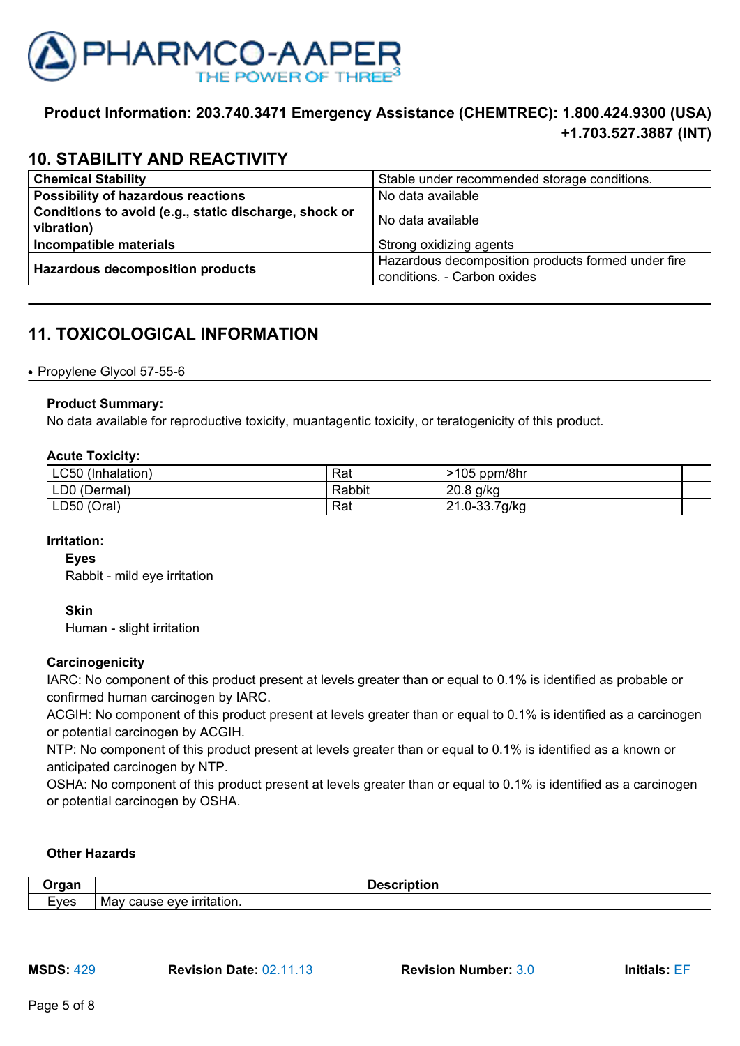**Product Information: 203.740.3471 Emergency Assistance (CHEMTREC): 1.800.424.9300 (USA) +1.703.527.3887 (INT)**

## 10. STABILITY AND REACTIVITY

| | |
|---|---|
| **Chemical Stability** | Stable under recommended storage conditions. |
| **Possibility of hazardous reactions** | No data available |
| **Conditions to avoid (e.g., static discharge, shock or vibration)** | No data available |
| **Incompatible materials** | Strong oxidizing agents |
| **Hazardous decomposition products** | Hazardous decomposition products formed under fire conditions. - Carbon oxides |

## 11. TOXICOLOGICAL INFORMATION

- Propylene Glycol 57-55-6

**Product Summary:**
No data available for reproductive toxicity, muantagentic toxicity, or teratogenicity of this product.

**Acute Toxicity:**

| | | | |
|---|---|---|---|
| LC50 (Inhalation) | Rat | >105 ppm/8hr | |
| LD0 (Dermal) | Rabbit | 20.8 g/kg | |
| LD50 (Oral) | Rat | 21.0-33.7g/kg | |

**Irritation:**

**Eyes**
Rabbit - mild eye irritation

**Skin**
Human - slight irritation

**Carcinogenicity**
IARC: No component of this product present at levels greater than or equal to 0.1% is identified as probable or confirmed human carcinogen by IARC.
ACGIH: No component of this product present at levels greater than or equal to 0.1% is identified as a carcinogen or potential carcinogen by ACGIH.
NTP: No component of this product present at levels greater than or equal to 0.1% is identified as a known or anticipated carcinogen by NTP.
OSHA: No component of this product present at levels greater than or equal to 0.1% is identified as a carcinogen or potential carcinogen by OSHA.

**Other Hazards**

| Organ | Description |
|---|---|
| Eyes | May cause eye irritation. |

**MSDS:** 429 **Revision Date:** 02.11.13 **Revision Number:** 3.0 **Initials:** EF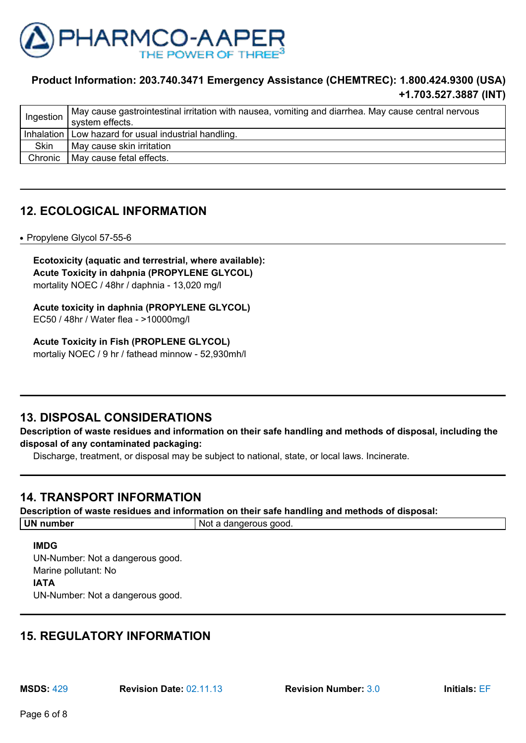**Product Information: 203.740.3471 Emergency Assistance (CHEMTREC): 1.800.424.9300 (USA) +1.703.527.3887 (INT)**

| | |
|---|---|
| Ingestion | May cause gastrointestinal irritation with nausea, vomiting and diarrhea. May cause central nervous system effects. |
| Inhalation | Low hazard for usual industrial handling. |
| Skin | May cause skin irritation |
| Chronic | May cause fetal effects. |

## 12. ECOLOGICAL INFORMATION

- Propylene Glycol 57-55-6

**Ecotoxicity (aquatic and terrestrial, where available):**
**Acute Toxicity in dahpnia (PROPYLENE GLYCOL)**
mortality NOEC / 48hr / daphnia - 13,020 mg/l

**Acute toxicity in daphnia (PROPYLENE GLYCOL)**
EC50 / 48hr / Water flea - >10000mg/l

**Acute Toxicity in Fish (PROPLENE GLYCOL)**
mortaliy NOEC / 9 hr / fathead minnow - 52,930mh/l

## 13. DISPOSAL CONSIDERATIONS

**Description of waste residues and information on their safe handling and methods of disposal, including the disposal of any contaminated packaging:**

Discharge, treatment, or disposal may be subject to national, state, or local laws. Incinerate.

## 14. TRANSPORT INFORMATION

**Description of waste residues and information on their safe handling and methods of disposal:**

| **UN number** | Not a dangerous good. |
|---|---|

**IMDG**
UN-Number: Not a dangerous good.
Marine pollutant: No
**IATA**
UN-Number: Not a dangerous good.

## 15. REGULATORY INFORMATION

**MSDS:** 429 **Revision Date:** 02.11.13 **Revision Number:** 3.0 **Initials:** EF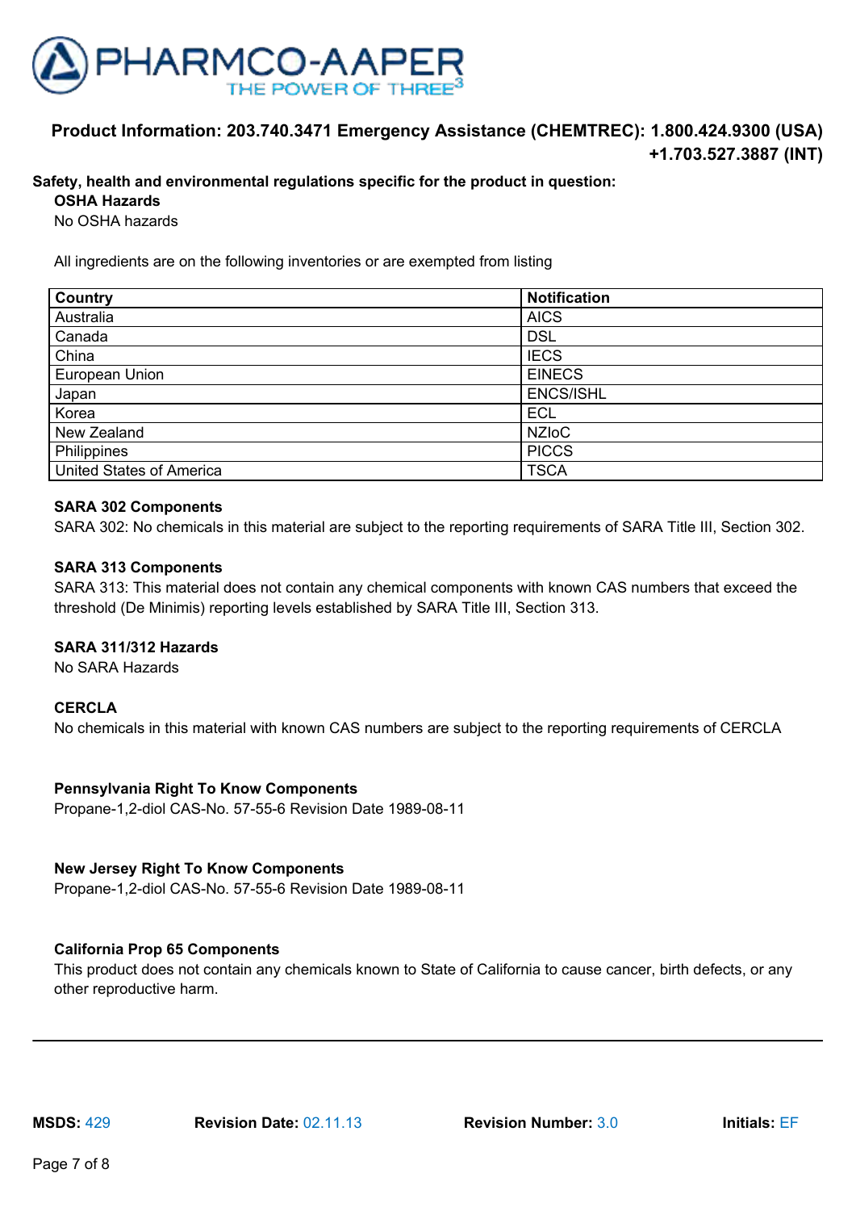**Product Information: 203.740.3471 Emergency Assistance (CHEMTREC): 1.800.424.9300 (USA) +1.703.527.3887 (INT)**

**Safety, health and environmental regulations specific for the product in question:**

**OSHA Hazards**

No OSHA hazards

All ingredients are on the following inventories or are exempted from listing

| Country | Notification |
|---|---|
| Australia | AICS |
| Canada | DSL |
| China | IECS |
| European Union | EINECS |
| Japan | ENCS/ISHL |
| Korea | ECL |
| New Zealand | NZIoC |
| Philippines | PICCS |
| United States of America | TSCA |

**SARA 302 Components**

SARA 302: No chemicals in this material are subject to the reporting requirements of SARA Title III, Section 302.

**SARA 313 Components**

SARA 313: This material does not contain any chemical components with known CAS numbers that exceed the threshold (De Minimis) reporting levels established by SARA Title III, Section 313.

**SARA 311/312 Hazards**

No SARA Hazards

**CERCLA**

No chemicals in this material with known CAS numbers are subject to the reporting requirements of CERCLA

**Pennsylvania Right To Know Components**

Propane-1,2-diol CAS-No. 57-55-6 Revision Date 1989-08-11

**New Jersey Right To Know Components**

Propane-1,2-diol CAS-No. 57-55-6 Revision Date 1989-08-11

**California Prop 65 Components**

This product does not contain any chemicals known to State of California to cause cancer, birth defects, or any other reproductive harm.

**MSDS:** 429 **Revision Date:** 02.11.13 **Revision Number:** 3.0 **Initials:** EF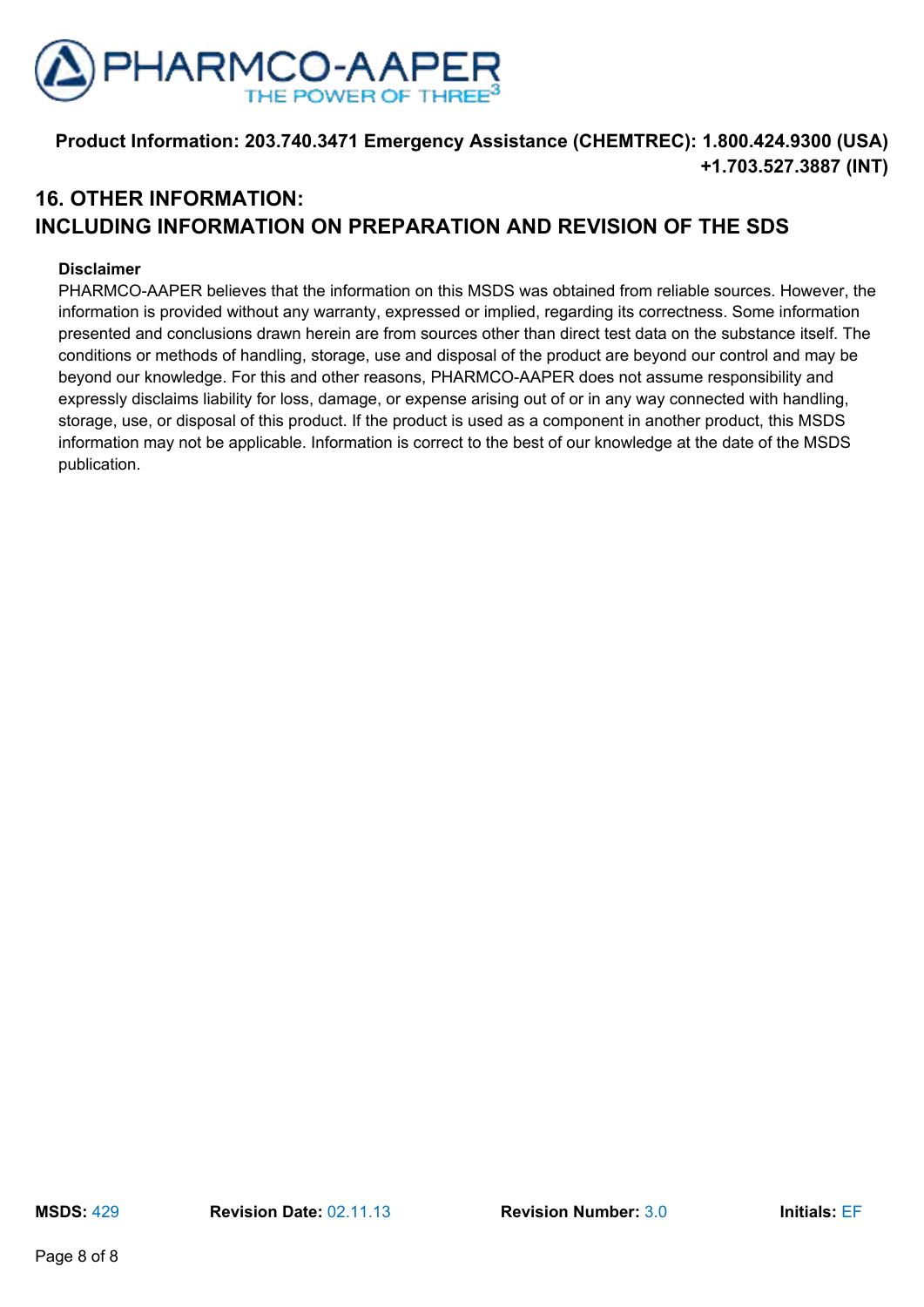## 16. OTHER INFORMATION:
## INCLUDING INFORMATION ON PREPARATION AND REVISION OF THE SDS

**Disclaimer**

PHARMCO-AAPER believes that the information on this MSDS was obtained from reliable sources. However, the information is provided without any warranty, expressed or implied, regarding its correctness. Some information presented and conclusions drawn herein are from sources other than direct test data on the substance itself. The conditions or methods of handling, storage, use and disposal of the product are beyond our control and may be beyond our knowledge. For this and other reasons, PHARMCO-AAPER does not assume responsibility and expressly disclaims liability for loss, damage, or expense arising out of or in any way connected with handling, storage, use, or disposal of this product. If the product is used as a component in another product, this MSDS information may not be applicable. Information is correct to the best of our knowledge at the date of the MSDS publication.

**MSDS:** 429 **Revision Date:** 02.11.13 **Revision Number:** 3.0 **Initials:** EF